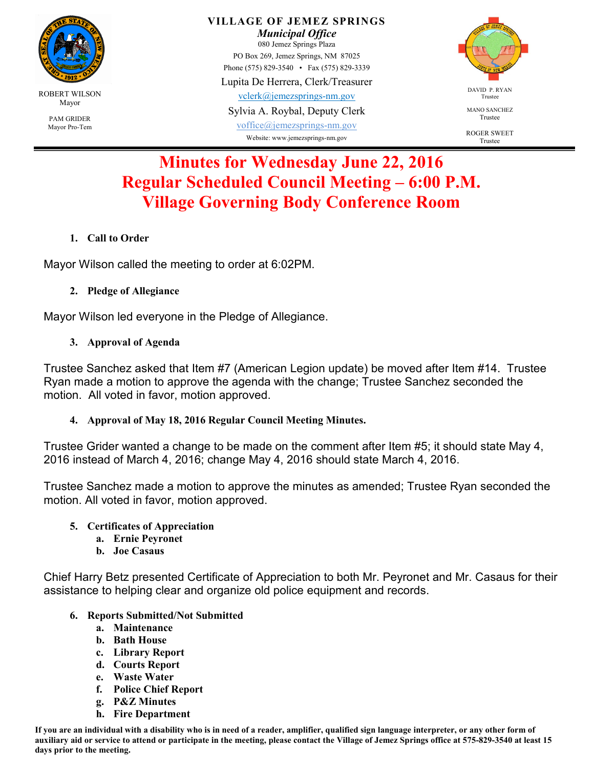ROBERT WILSON
Mayor

PAM GRIDER
Mayor Pro-Tem

**VILLAGE OF JEMEZ SPRINGS**
***Municipal Office***
080 Jemez Springs Plaza
PO Box 269, Jemez Springs, NM 87025
Phone (575) 829-3540 • Fax (575) 829-3339
Lupita De Herrera, Clerk/Treasurer
vclerk@jemezsprings-nm.gov
Sylvia A. Roybal, Deputy Clerk
voffice@jemezsprings-nm.gov
Website: www.jemezsprings-nm.gov

DAVID P. RYAN
Trustee

MANO SANCHEZ
Trustee

ROGER SWEET
Trustee

# Minutes for Wednesday June 22, 2016
# Regular Scheduled Council Meeting – 6:00 P.M.
# Village Governing Body Conference Room

1. **Call to Order**

Mayor Wilson called the meeting to order at 6:02PM.

2. **Pledge of Allegiance**

Mayor Wilson led everyone in the Pledge of Allegiance.

3. **Approval of Agenda**

Trustee Sanchez asked that Item #7 (American Legion update) be moved after Item #14. Trustee Ryan made a motion to approve the agenda with the change; Trustee Sanchez seconded the motion. All voted in favor, motion approved.

4. **Approval of May 18, 2016 Regular Council Meeting Minutes.**

Trustee Grider wanted a change to be made on the comment after Item #5; it should state May 4, 2016 instead of March 4, 2016; change May 4, 2016 should state March 4, 2016.

Trustee Sanchez made a motion to approve the minutes as amended; Trustee Ryan seconded the motion. All voted in favor, motion approved.

5. **Certificates of Appreciation**
   a. **Ernie Peyronet**
   b. **Joe Casaus**

Chief Harry Betz presented Certificate of Appreciation to both Mr. Peyronet and Mr. Casaus for their assistance to helping clear and organize old police equipment and records.

6. **Reports Submitted/Not Submitted**
   a. **Maintenance**
   b. **Bath House**
   c. **Library Report**
   d. **Courts Report**
   e. **Waste Water**
   f. **Police Chief Report**
   g. **P&Z Minutes**
   h. **Fire Department**

**If you are an individual with a disability who is in need of a reader, amplifier, qualified sign language interpreter, or any other form of auxiliary aid or service to attend or participate in the meeting, please contact the Village of Jemez Springs office at 575-829-3540 at least 15 days prior to the meeting.**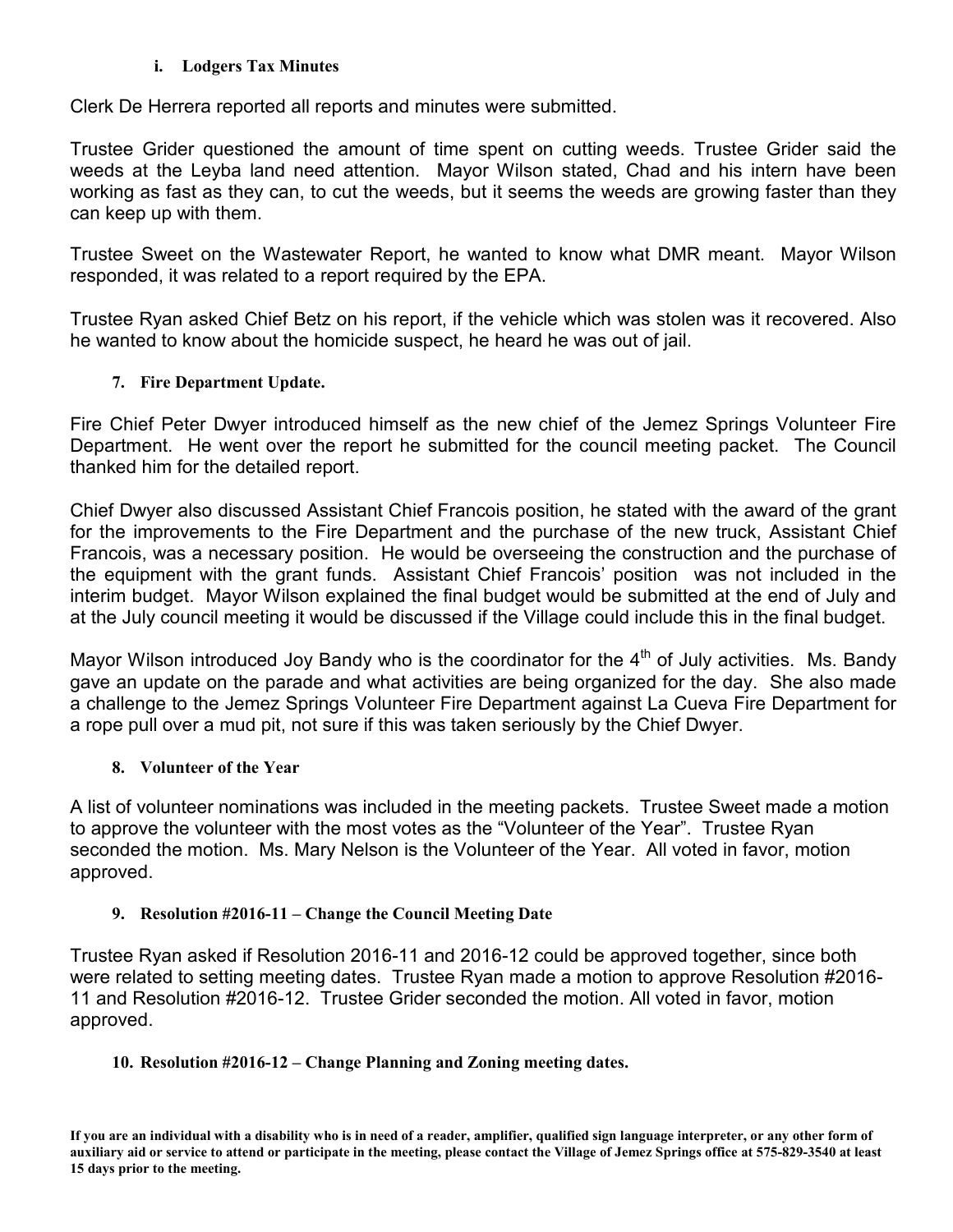**i. Lodgers Tax Minutes**

Clerk De Herrera reported all reports and minutes were submitted.

Trustee Grider questioned the amount of time spent on cutting weeds. Trustee Grider said the weeds at the Leyba land need attention. Mayor Wilson stated, Chad and his intern have been working as fast as they can, to cut the weeds, but it seems the weeds are growing faster than they can keep up with them.

Trustee Sweet on the Wastewater Report, he wanted to know what DMR meant. Mayor Wilson responded, it was related to a report required by the EPA.

Trustee Ryan asked Chief Betz on his report, if the vehicle which was stolen was it recovered. Also he wanted to know about the homicide suspect, he heard he was out of jail.

**7. Fire Department Update.**

Fire Chief Peter Dwyer introduced himself as the new chief of the Jemez Springs Volunteer Fire Department. He went over the report he submitted for the council meeting packet. The Council thanked him for the detailed report.

Chief Dwyer also discussed Assistant Chief Francois position, he stated with the award of the grant for the improvements to the Fire Department and the purchase of the new truck, Assistant Chief Francois, was a necessary position. He would be overseeing the construction and the purchase of the equipment with the grant funds. Assistant Chief Francois' position was not included in the interim budget. Mayor Wilson explained the final budget would be submitted at the end of July and at the July council meeting it would be discussed if the Village could include this in the final budget.

Mayor Wilson introduced Joy Bandy who is the coordinator for the 4th of July activities. Ms. Bandy gave an update on the parade and what activities are being organized for the day. She also made a challenge to the Jemez Springs Volunteer Fire Department against La Cueva Fire Department for a rope pull over a mud pit, not sure if this was taken seriously by the Chief Dwyer.

**8. Volunteer of the Year**

A list of volunteer nominations was included in the meeting packets. Trustee Sweet made a motion to approve the volunteer with the most votes as the "Volunteer of the Year". Trustee Ryan seconded the motion. Ms. Mary Nelson is the Volunteer of the Year. All voted in favor, motion approved.

**9. Resolution #2016-11 – Change the Council Meeting Date**

Trustee Ryan asked if Resolution 2016-11 and 2016-12 could be approved together, since both were related to setting meeting dates. Trustee Ryan made a motion to approve Resolution #2016-11 and Resolution #2016-12. Trustee Grider seconded the motion. All voted in favor, motion approved.

**10. Resolution #2016-12 – Change Planning and Zoning meeting dates.**

**If you are an individual with a disability who is in need of a reader, amplifier, qualified sign language interpreter, or any other form of auxiliary aid or service to attend or participate in the meeting, please contact the Village of Jemez Springs office at 575-829-3540 at least 15 days prior to the meeting.**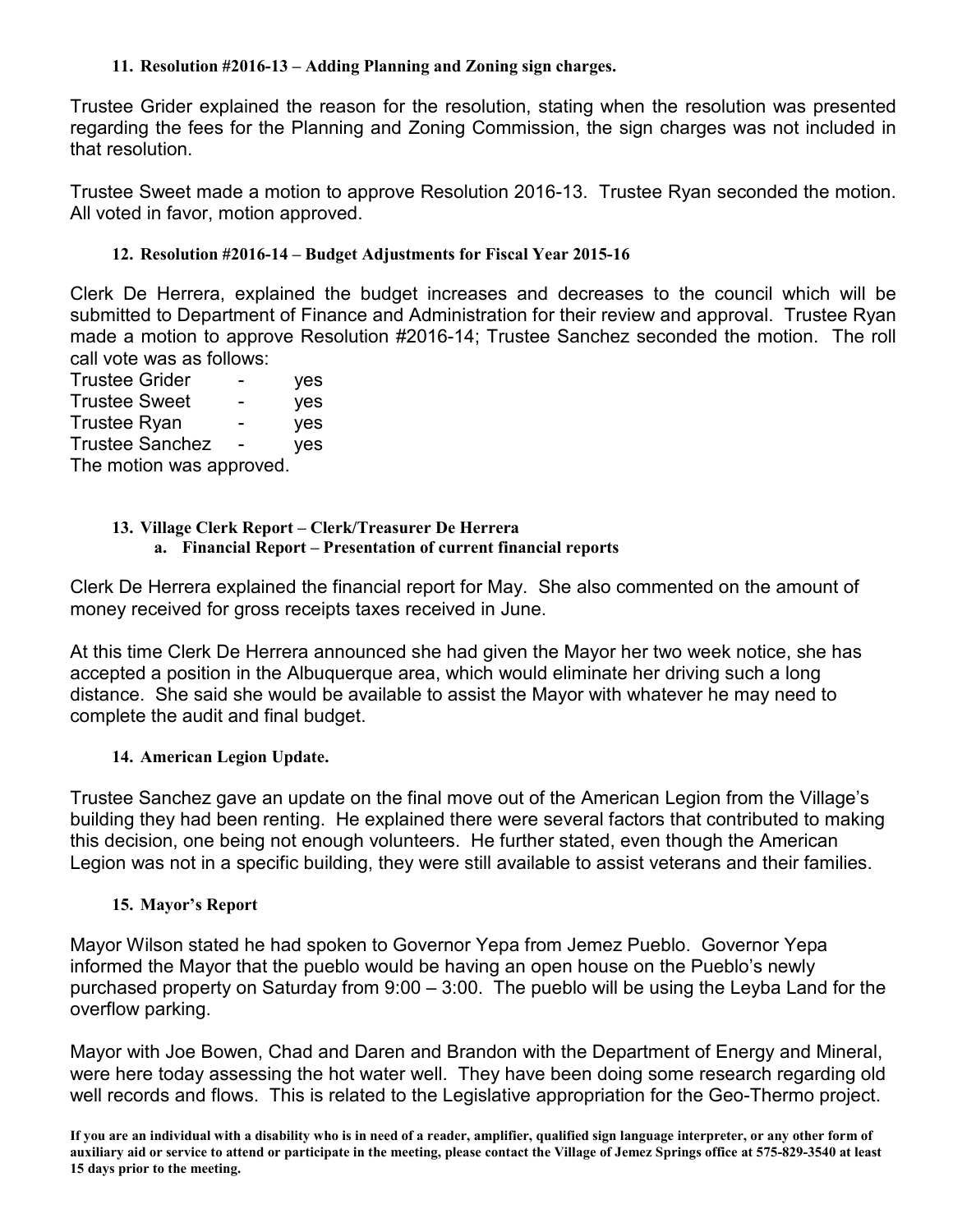**11. Resolution #2016-13 – Adding Planning and Zoning sign charges.**

Trustee Grider explained the reason for the resolution, stating when the resolution was presented regarding the fees for the Planning and Zoning Commission, the sign charges was not included in that resolution.

Trustee Sweet made a motion to approve Resolution 2016-13. Trustee Ryan seconded the motion. All voted in favor, motion approved.

**12. Resolution #2016-14 – Budget Adjustments for Fiscal Year 2015-16**

Clerk De Herrera, explained the budget increases and decreases to the council which will be submitted to Department of Finance and Administration for their review and approval. Trustee Ryan made a motion to approve Resolution #2016-14; Trustee Sanchez seconded the motion. The roll call vote was as follows:

Trustee Grider - yes
Trustee Sweet - yes
Trustee Ryan - yes
Trustee Sanchez - yes
The motion was approved.

**13. Village Clerk Report – Clerk/Treasurer De Herrera**

**a. Financial Report – Presentation of current financial reports**

Clerk De Herrera explained the financial report for May. She also commented on the amount of money received for gross receipts taxes received in June.

At this time Clerk De Herrera announced she had given the Mayor her two week notice, she has accepted a position in the Albuquerque area, which would eliminate her driving such a long distance. She said she would be available to assist the Mayor with whatever he may need to complete the audit and final budget.

**14. American Legion Update.**

Trustee Sanchez gave an update on the final move out of the American Legion from the Village's building they had been renting. He explained there were several factors that contributed to making this decision, one being not enough volunteers. He further stated, even though the American Legion was not in a specific building, they were still available to assist veterans and their families.

**15. Mayor's Report**

Mayor Wilson stated he had spoken to Governor Yepa from Jemez Pueblo. Governor Yepa informed the Mayor that the pueblo would be having an open house on the Pueblo's newly purchased property on Saturday from 9:00 – 3:00. The pueblo will be using the Leyba Land for the overflow parking.

Mayor with Joe Bowen, Chad and Daren and Brandon with the Department of Energy and Mineral, were here today assessing the hot water well. They have been doing some research regarding old well records and flows. This is related to the Legislative appropriation for the Geo-Thermo project.

**If you are an individual with a disability who is in need of a reader, amplifier, qualified sign language interpreter, or any other form of auxiliary aid or service to attend or participate in the meeting, please contact the Village of Jemez Springs office at 575-829-3540 at least 15 days prior to the meeting.**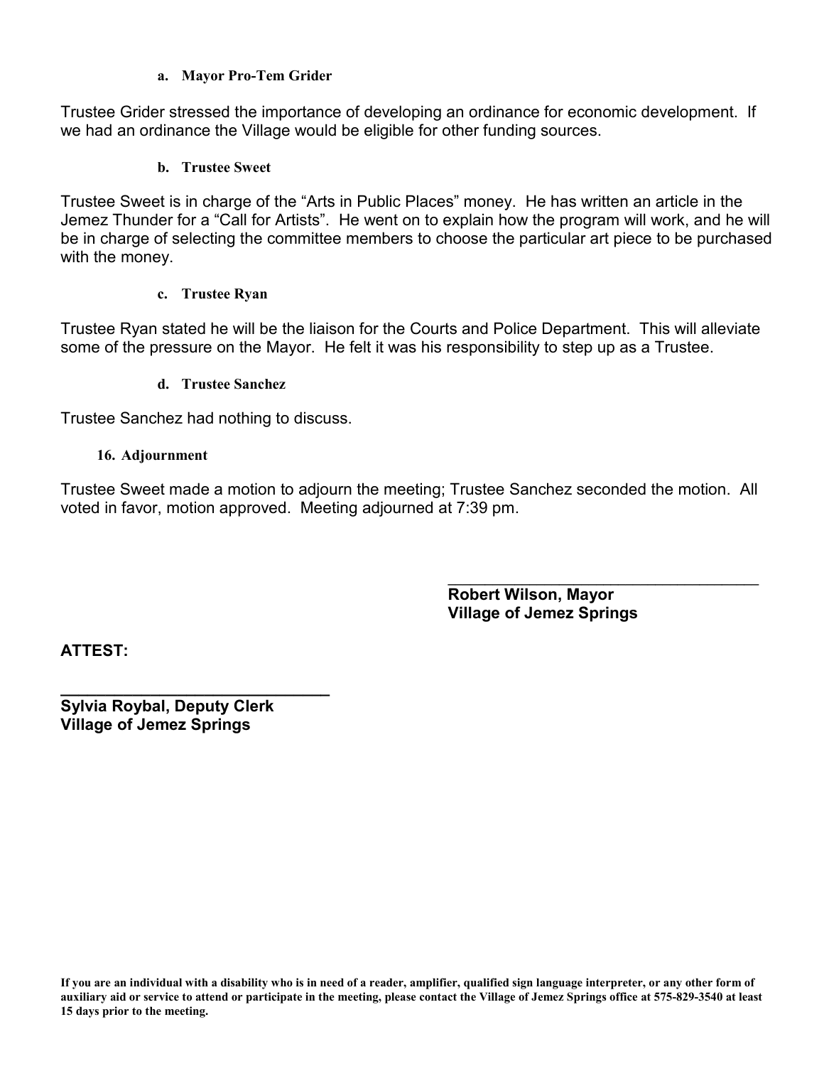**a. Mayor Pro-Tem Grider**

Trustee Grider stressed the importance of developing an ordinance for economic development. If we had an ordinance the Village would be eligible for other funding sources.

**b. Trustee Sweet**

Trustee Sweet is in charge of the "Arts in Public Places" money. He has written an article in the Jemez Thunder for a "Call for Artists". He went on to explain how the program will work, and he will be in charge of selecting the committee members to choose the particular art piece to be purchased with the money.

**c. Trustee Ryan**

Trustee Ryan stated he will be the liaison for the Courts and Police Department. This will alleviate some of the pressure on the Mayor. He felt it was his responsibility to step up as a Trustee.

**d. Trustee Sanchez**

Trustee Sanchez had nothing to discuss.

**16. Adjournment**

Trustee Sweet made a motion to adjourn the meeting; Trustee Sanchez seconded the motion. All voted in favor, motion approved. Meeting adjourned at 7:39 pm.

\_\_\_\_\_\_\_\_\_\_\_\_\_\_\_\_\_\_\_\_\_\_\_\_\_\_\_\_\_\_\_\_\_\_\_\_
**Robert Wilson, Mayor**
**Village of Jemez Springs**

**ATTEST:**

\_\_\_\_\_\_\_\_\_\_\_\_\_\_\_\_\_\_\_\_\_\_\_\_\_\_\_\_\_\_\_\_
**Sylvia Roybal, Deputy Clerk**
**Village of Jemez Springs**

**If you are an individual with a disability who is in need of a reader, amplifier, qualified sign language interpreter, or any other form of auxiliary aid or service to attend or participate in the meeting, please contact the Village of Jemez Springs office at 575-829-3540 at least 15 days prior to the meeting.**